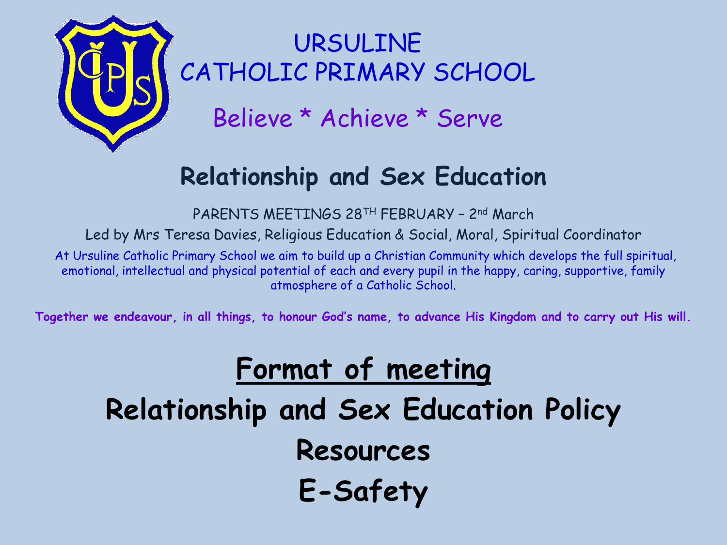# URSULINE CATHOLIC PRIMARY SCHOOL

Believe * Achieve * Serve

## Relationship and Sex Education

PARENTS MEETINGS 28TH FEBRUARY – 2nd March

Led by Mrs Teresa Davies, Religious Education & Social, Moral, Spiritual Coordinator

At Ursuline Catholic Primary School we aim to build up a Christian Community which develops the full spiritual, emotional, intellectual and physical potential of each and every pupil in the happy, caring, supportive, family atmosphere of a Catholic School.

**Together we endeavour, in all things, to honour God's name, to advance His Kingdom and to carry out His will.**

## Format of meeting

**Relationship and Sex Education Policy**

**Resources**

**E-Safety**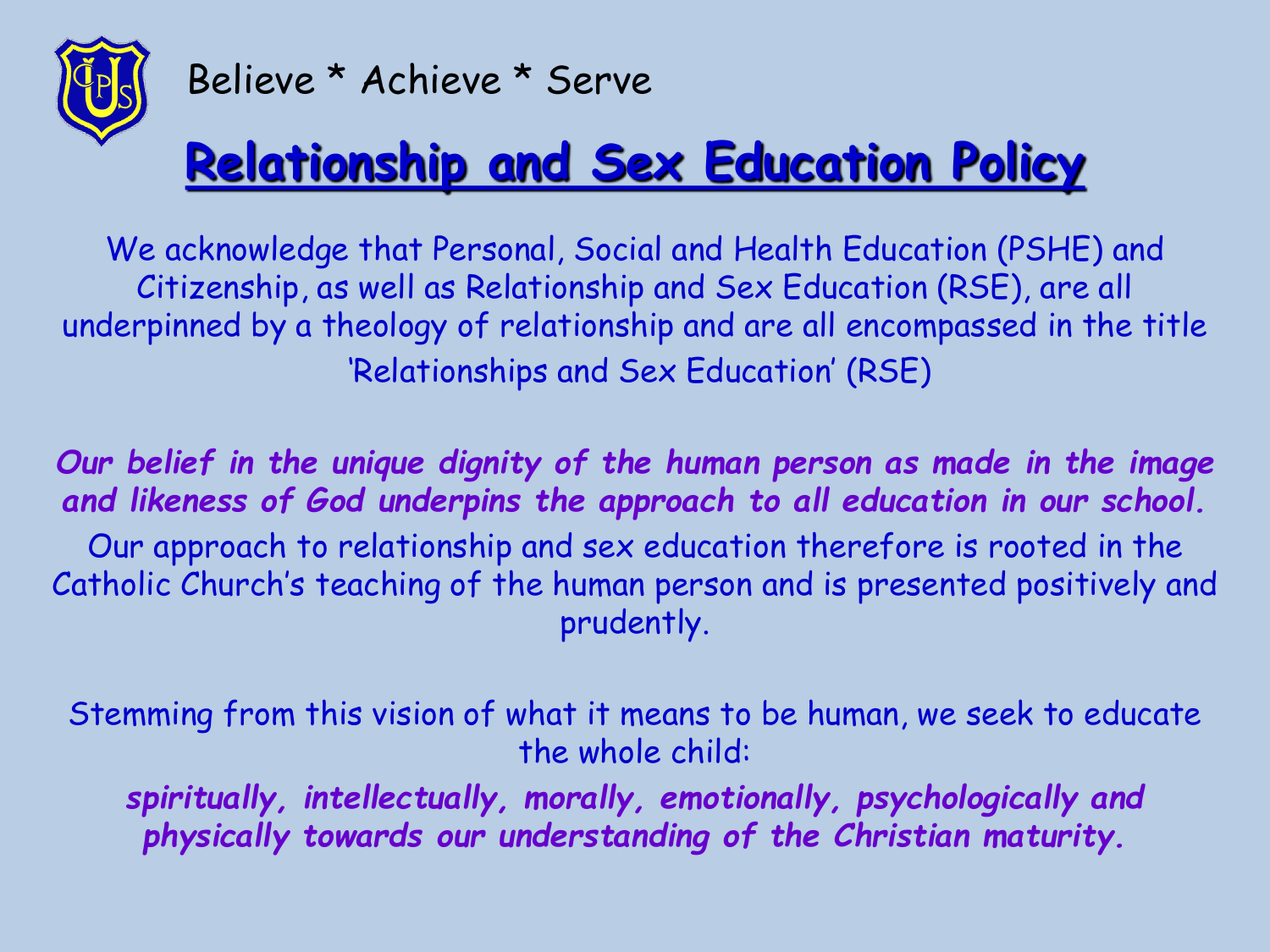Believe * Achieve * Serve

# Relationship and Sex Education Policy

We acknowledge that Personal, Social and Health Education (PSHE) and Citizenship, as well as Relationship and Sex Education (RSE), are all underpinned by a theology of relationship and are all encompassed in the title 'Relationships and Sex Education' (RSE)

***Our belief in the unique dignity of the human person as made in the image and likeness of God underpins the approach to all education in our school.*** Our approach to relationship and sex education therefore is rooted in the Catholic Church's teaching of the human person and is presented positively and prudently.

Stemming from this vision of what it means to be human, we seek to educate the whole child:

***spiritually, intellectually, morally, emotionally, psychologically and physically towards our understanding of the Christian maturity.***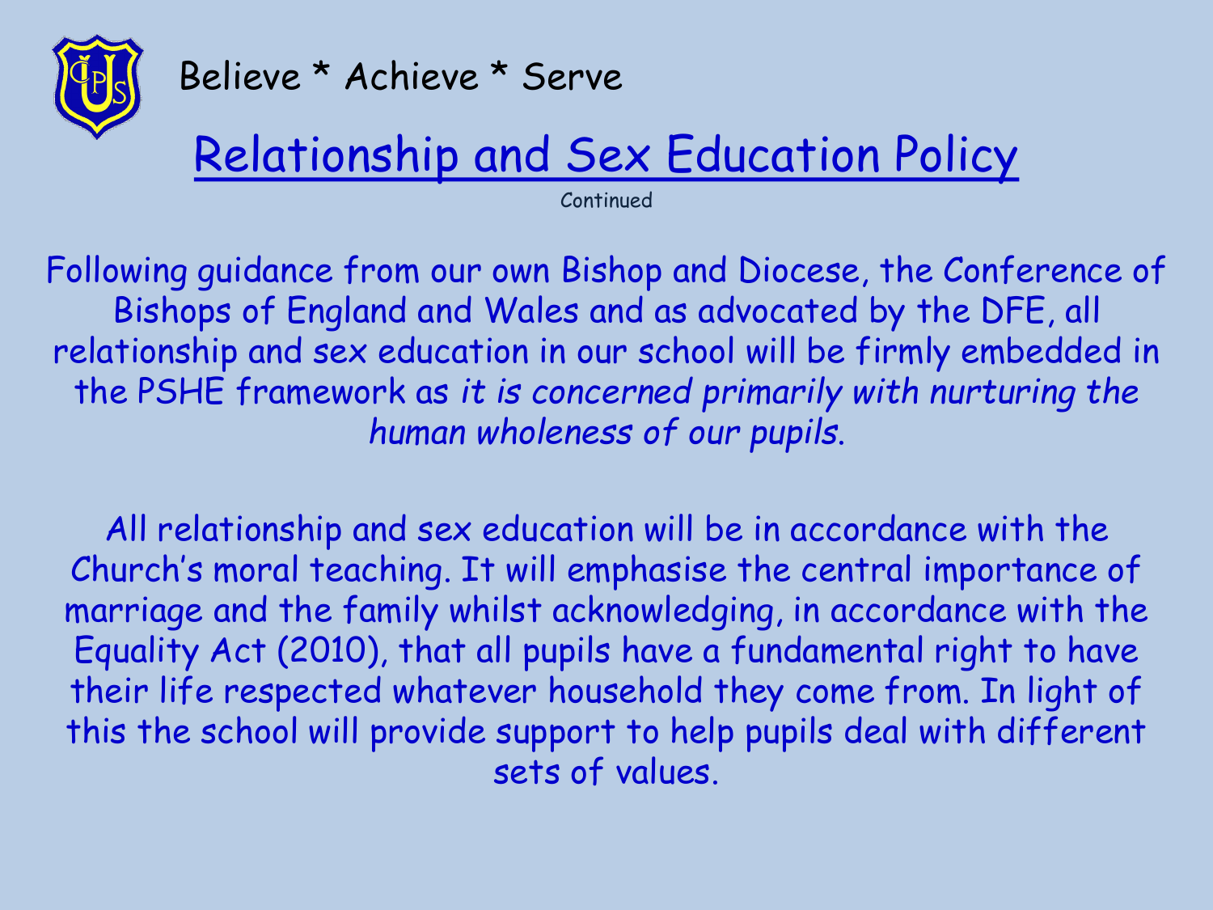Believe * Achieve * Serve

# Relationship and Sex Education Policy

Continued

Following guidance from our own Bishop and Diocese, the Conference of Bishops of England and Wales and as advocated by the DFE, all relationship and sex education in our school will be firmly embedded in the PSHE framework as *it is concerned primarily with nurturing the human wholeness of our pupils.*

All relationship and sex education will be in accordance with the Church's moral teaching. It will emphasise the central importance of marriage and the family whilst acknowledging, in accordance with the Equality Act (2010), that all pupils have a fundamental right to have their life respected whatever household they come from. In light of this the school will provide support to help pupils deal with different sets of values.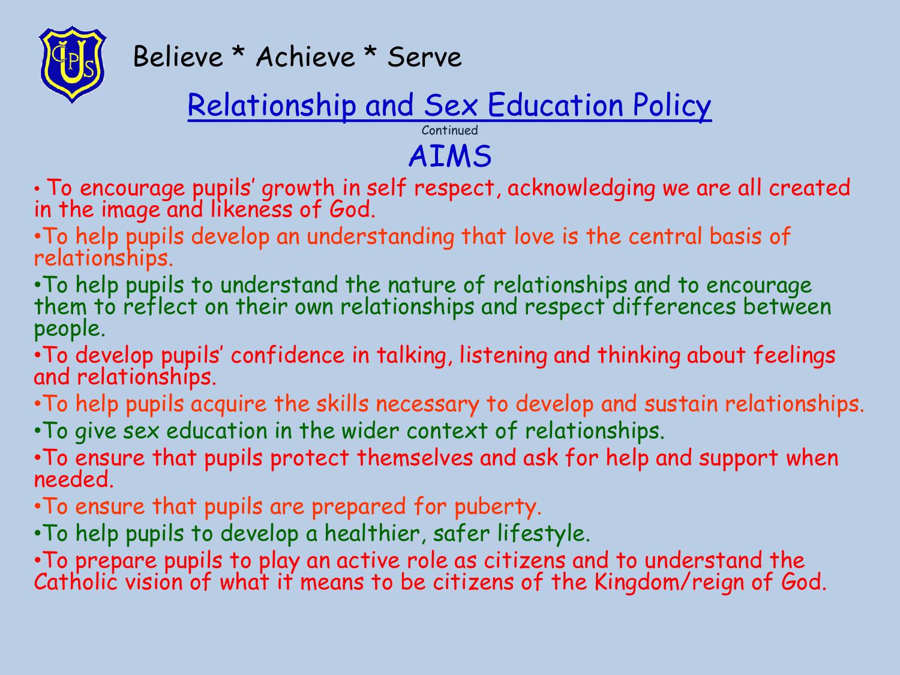Believe * Achieve * Serve

# Relationship and Sex Education Policy

Continued

## AIMS

- To encourage pupils' growth in self respect, acknowledging we are all created in the image and likeness of God.
- To help pupils develop an understanding that love is the central basis of relationships.
- To help pupils to understand the nature of relationships and to encourage them to reflect on their own relationships and respect differences between people.
- To develop pupils' confidence in talking, listening and thinking about feelings and relationships.
- To help pupils acquire the skills necessary to develop and sustain relationships.
- To give sex education in the wider context of relationships.
- To ensure that pupils protect themselves and ask for help and support when needed.
- To ensure that pupils are prepared for puberty.
- To help pupils to develop a healthier, safer lifestyle.
- To prepare pupils to play an active role as citizens and to understand the Catholic vision of what it means to be citizens of the Kingdom/reign of God.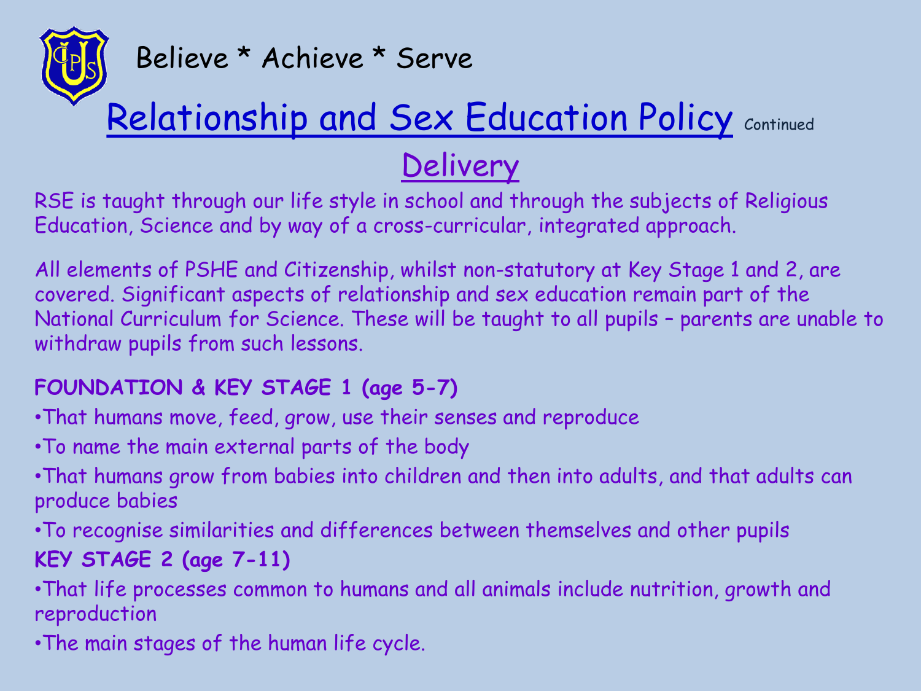Believe * Achieve * Serve

# Relationship and Sex Education Policy Continued

## Delivery

RSE is taught through our life style in school and through the subjects of Religious Education, Science and by way of a cross-curricular, integrated approach.

All elements of PSHE and Citizenship, whilst non-statutory at Key Stage 1 and 2, are covered. Significant aspects of relationship and sex education remain part of the National Curriculum for Science. These will be taught to all pupils – parents are unable to withdraw pupils from such lessons.

**FOUNDATION & KEY STAGE 1 (age 5-7)**

- That humans move, feed, grow, use their senses and reproduce
- To name the main external parts of the body
- That humans grow from babies into children and then into adults, and that adults can produce babies
- To recognise similarities and differences between themselves and other pupils

**KEY STAGE 2 (age 7-11)**

- That life processes common to humans and all animals include nutrition, growth and reproduction
- The main stages of the human life cycle.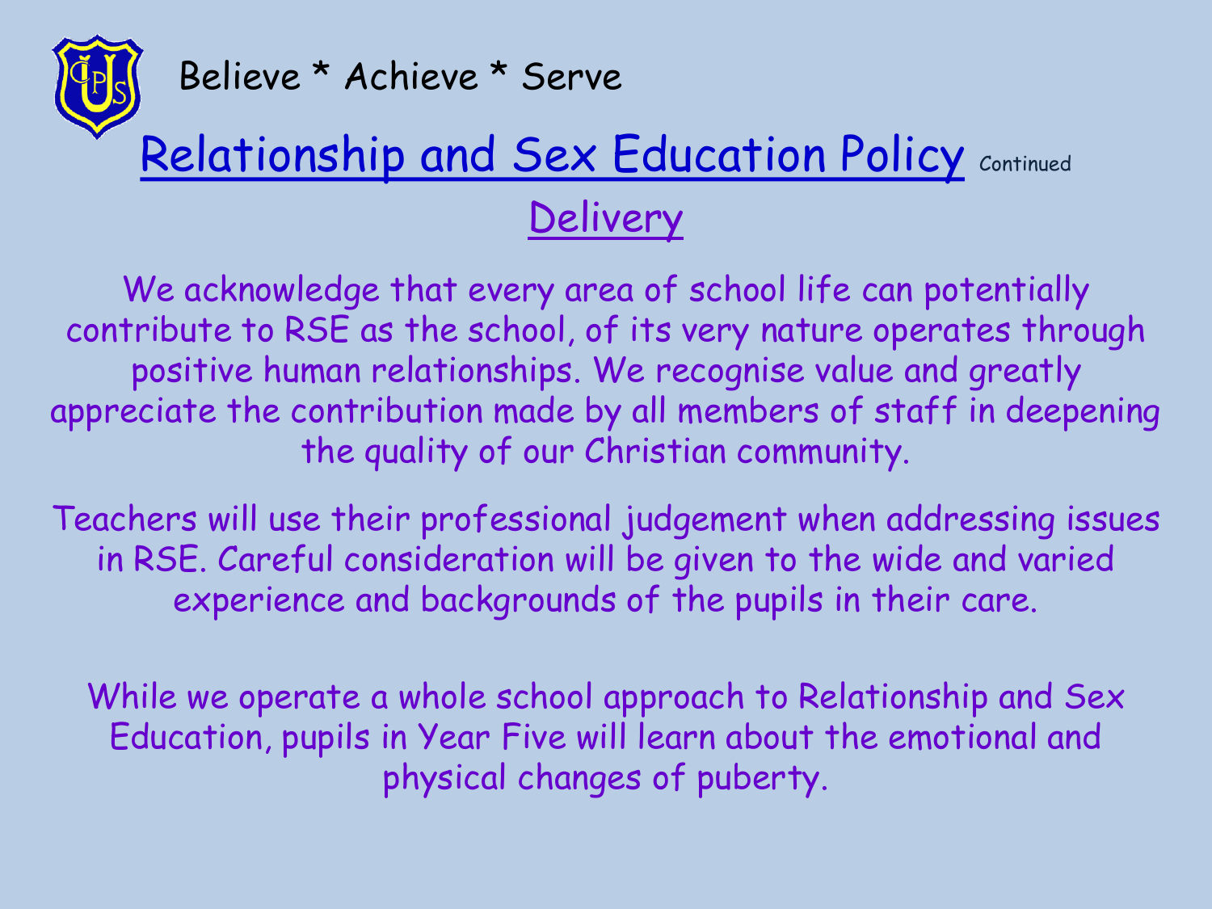Believe * Achieve * Serve

# Relationship and Sex Education Policy Continued

## Delivery

We acknowledge that every area of school life can potentially contribute to RSE as the school, of its very nature operates through positive human relationships. We recognise value and greatly appreciate the contribution made by all members of staff in deepening the quality of our Christian community.

Teachers will use their professional judgement when addressing issues in RSE. Careful consideration will be given to the wide and varied experience and backgrounds of the pupils in their care.

While we operate a whole school approach to Relationship and Sex Education, pupils in Year Five will learn about the emotional and physical changes of puberty.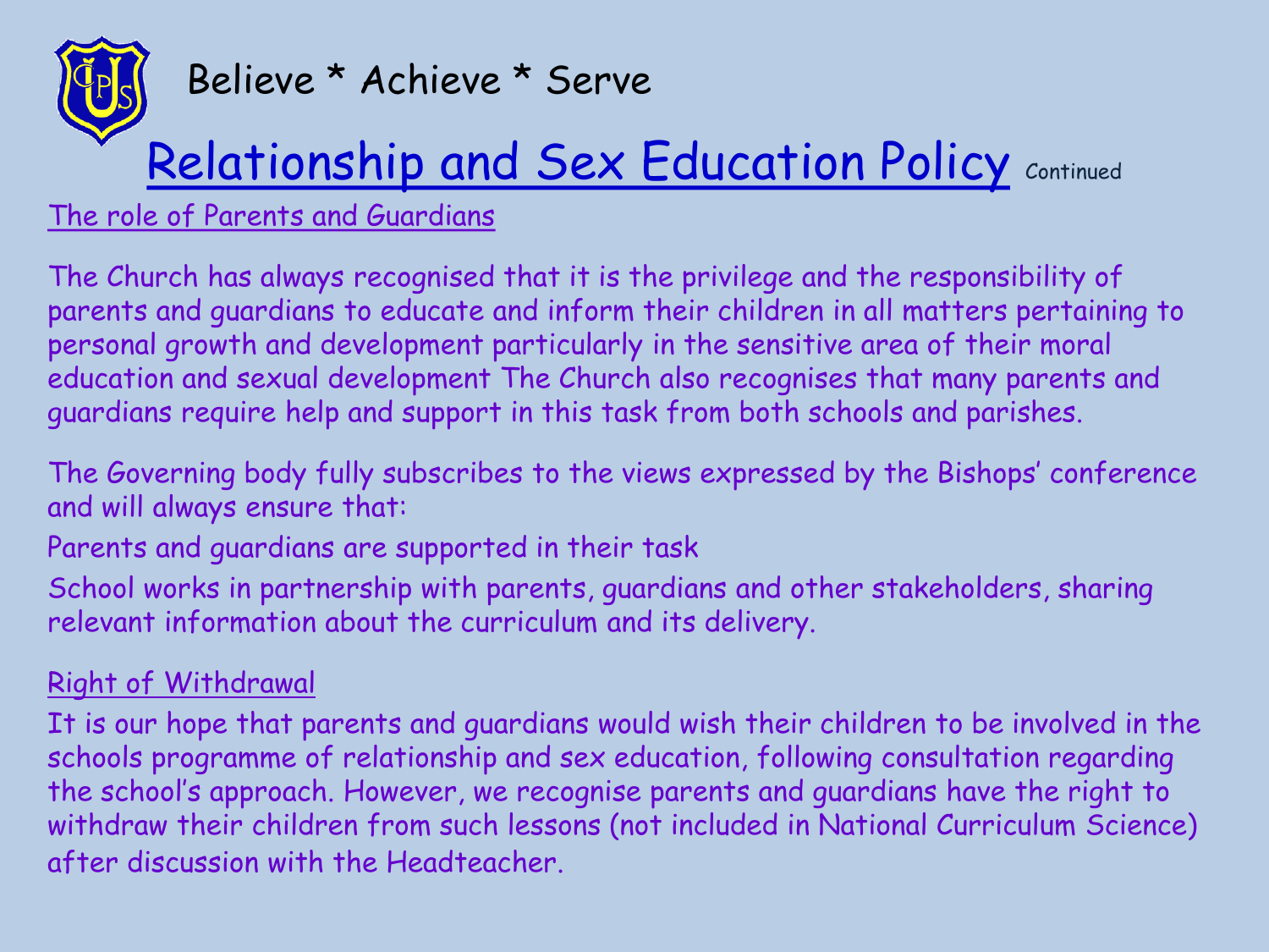Believe * Achieve * Serve

# Relationship and Sex Education Policy Continued

## The role of Parents and Guardians

The Church has always recognised that it is the privilege and the responsibility of parents and guardians to educate and inform their children in all matters pertaining to personal growth and development particularly in the sensitive area of their moral education and sexual development The Church also recognises that many parents and guardians require help and support in this task from both schools and parishes.

The Governing body fully subscribes to the views expressed by the Bishops' conference and will always ensure that:

Parents and guardians are supported in their task

School works in partnership with parents, guardians and other stakeholders, sharing relevant information about the curriculum and its delivery.

## Right of Withdrawal

It is our hope that parents and guardians would wish their children to be involved in the schools programme of relationship and sex education, following consultation regarding the school's approach. However, we recognise parents and guardians have the right to withdraw their children from such lessons (not included in National Curriculum Science) after discussion with the Headteacher.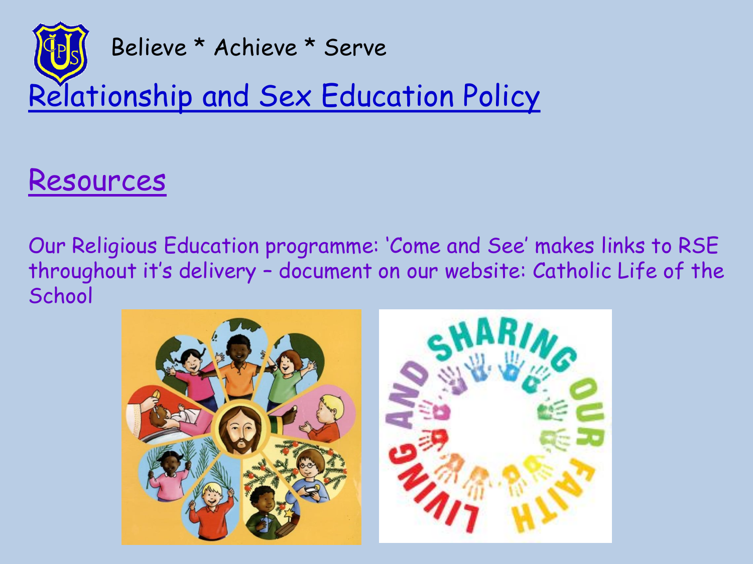Believe * Achieve * Serve

# Relationship and Sex Education Policy

## Resources

Our Religious Education programme: 'Come and See' makes links to RSE throughout it's delivery – document on our website: Catholic Life of the School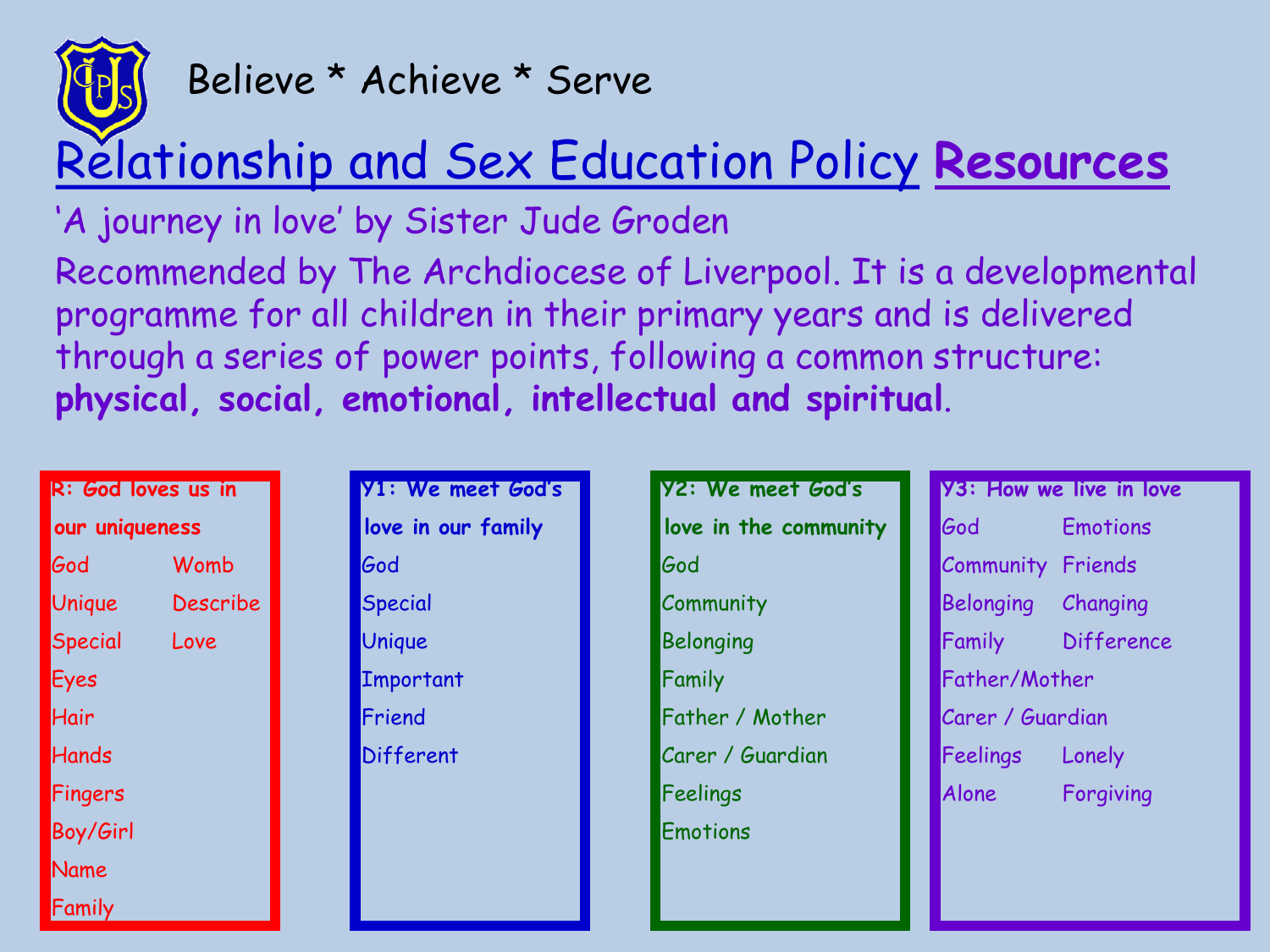Believe * Achieve * Serve

# Relationship and Sex Education Policy **Resources**

'A journey in love' by Sister Jude Groden

Recommended by The Archdiocese of Liverpool. It is a developmental programme for all children in their primary years and is delivered through a series of power points, following a common structure: **physical, social, emotional, intellectual and spiritual**.

**R: God loves us in our uniqueness**

- God
- Unique
- Special
- Eyes
- Hair
- Hands
- Fingers
- Boy/Girl
- Name
- Family
- Womb
- Describe
- Love

**Y1: We meet God's love in our family**

- God
- Special
- Unique
- Important
- Friend
- Different

**Y2: We meet God's love in the community**

- God
- Community
- Belonging
- Family
- Father / Mother
- Carer / Guardian
- Feelings
- Emotions

**Y3: How we live in love**

- God
- Community
- Belonging
- Family
- Father/Mother
- Carer / Guardian
- Feelings
- Alone
- Emotions
- Friends
- Changing
- Difference
- Lonely
- Forgiving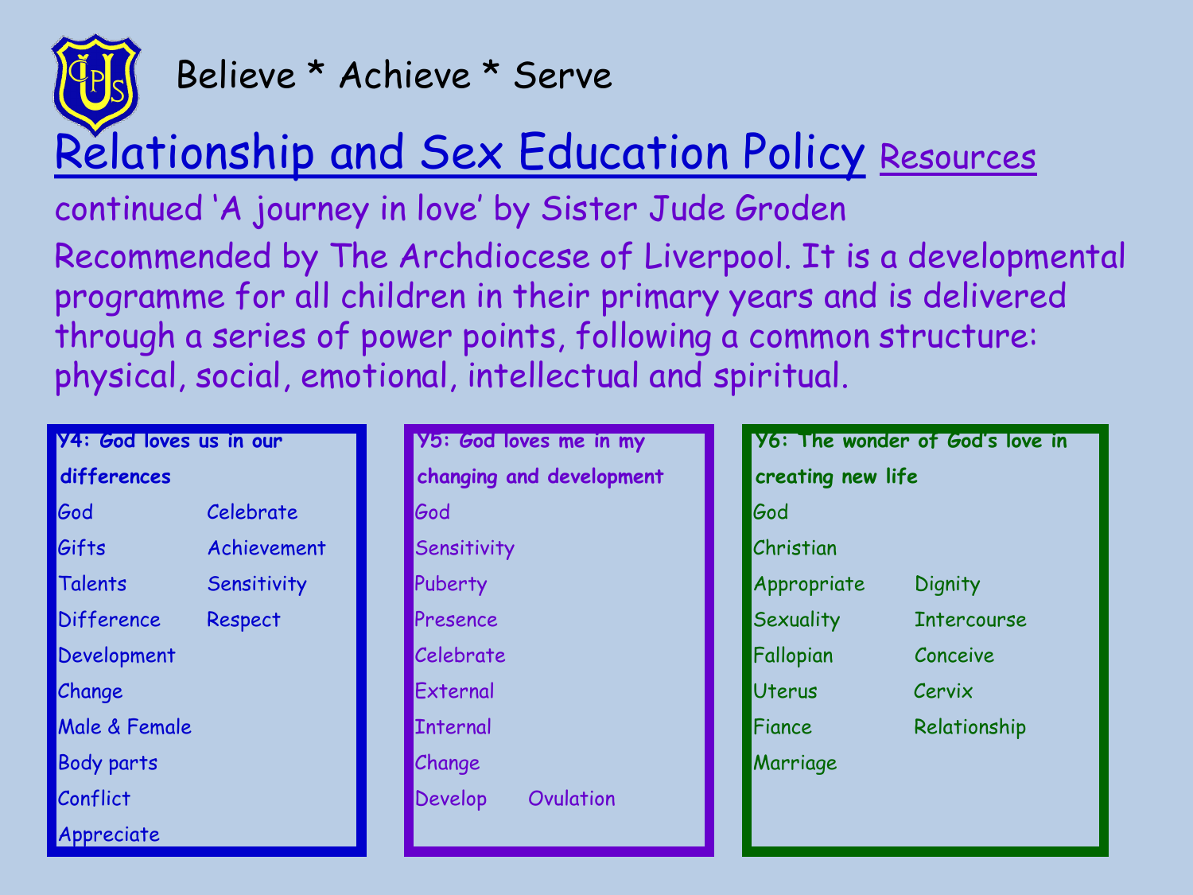Believe * Achieve * Serve

# Relationship and Sex Education Policy Resources

continued 'A journey in love' by Sister Jude Groden

Recommended by The Archdiocese of Liverpool. It is a developmental programme for all children in their primary years and is delivered through a series of power points, following a common structure: physical, social, emotional, intellectual and spiritual.

**Y4: God loves us in our differences**

- God
- Gifts
- Talents
- Difference
- Development
- Change
- Male & Female
- Body parts
- Conflict
- Appreciate
- Celebrate
- Achievement
- Sensitivity
- Respect

**Y5: God loves me in my changing and development**

- God
- Sensitivity
- Puberty
- Presence
- Celebrate
- External
- Internal
- Change
- Develop
- Ovulation

**Y6: The wonder of God's love in creating new life**

- God
- Christian
- Appropriate
- Sexuality
- Fallopian
- Uterus
- Fiance
- Marriage
- Dignity
- Intercourse
- Conceive
- Cervix
- Relationship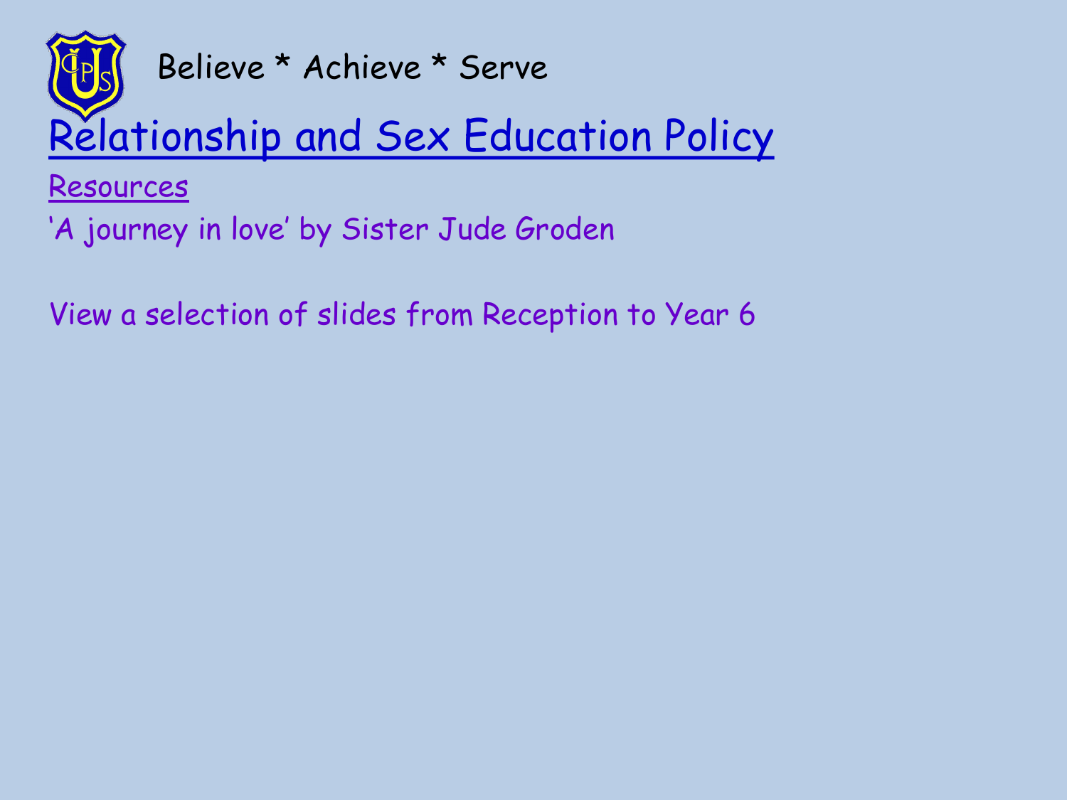Believe * Achieve * Serve

# Relationship and Sex Education Policy

## Resources

'A journey in love' by Sister Jude Groden

View a selection of slides from Reception to Year 6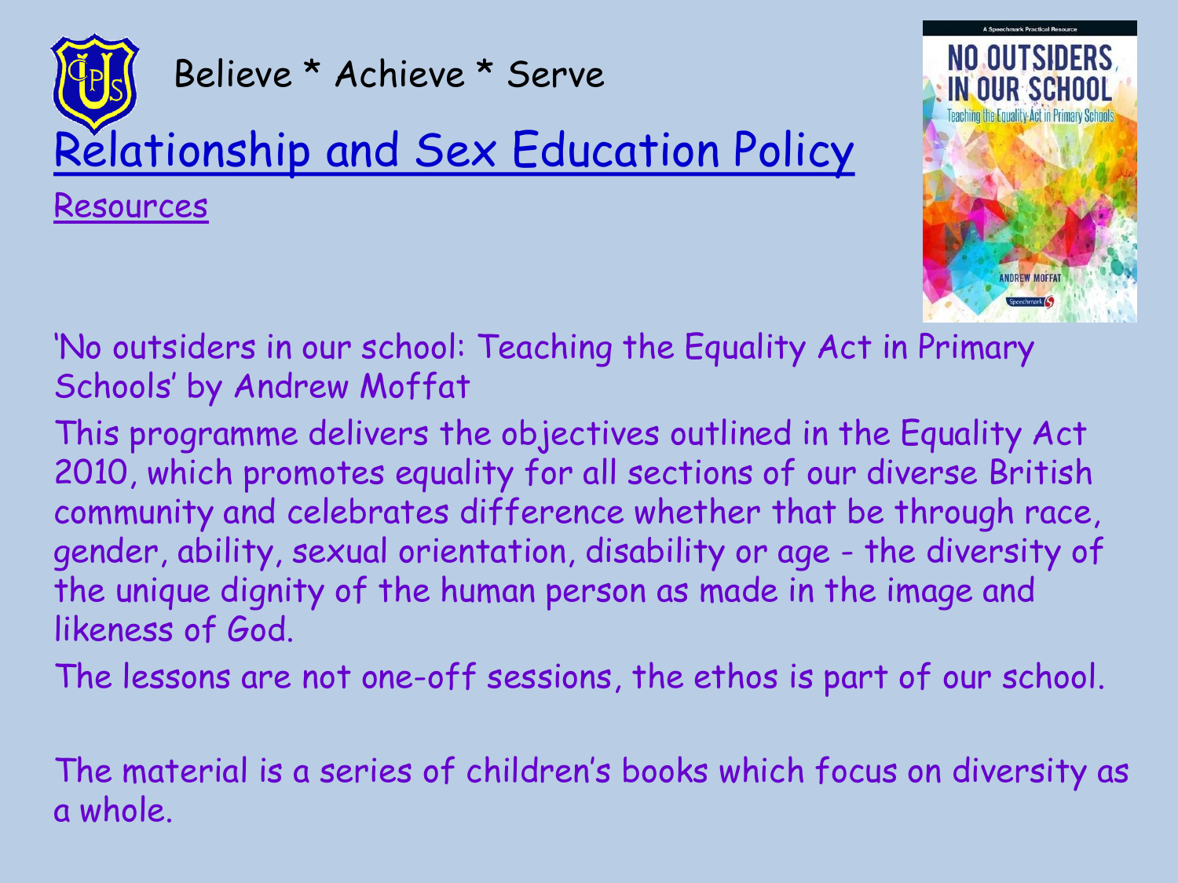Believe * Achieve * Serve

# Relationship and Sex Education Policy

## Resources

'No outsiders in our school: Teaching the Equality Act in Primary Schools' by Andrew Moffat

This programme delivers the objectives outlined in the Equality Act 2010, which promotes equality for all sections of our diverse British community and celebrates difference whether that be through race, gender, ability, sexual orientation, disability or age - the diversity of the unique dignity of the human person as made in the image and likeness of God.

The lessons are not one-off sessions, the ethos is part of our school.

The material is a series of children's books which focus on diversity as a whole.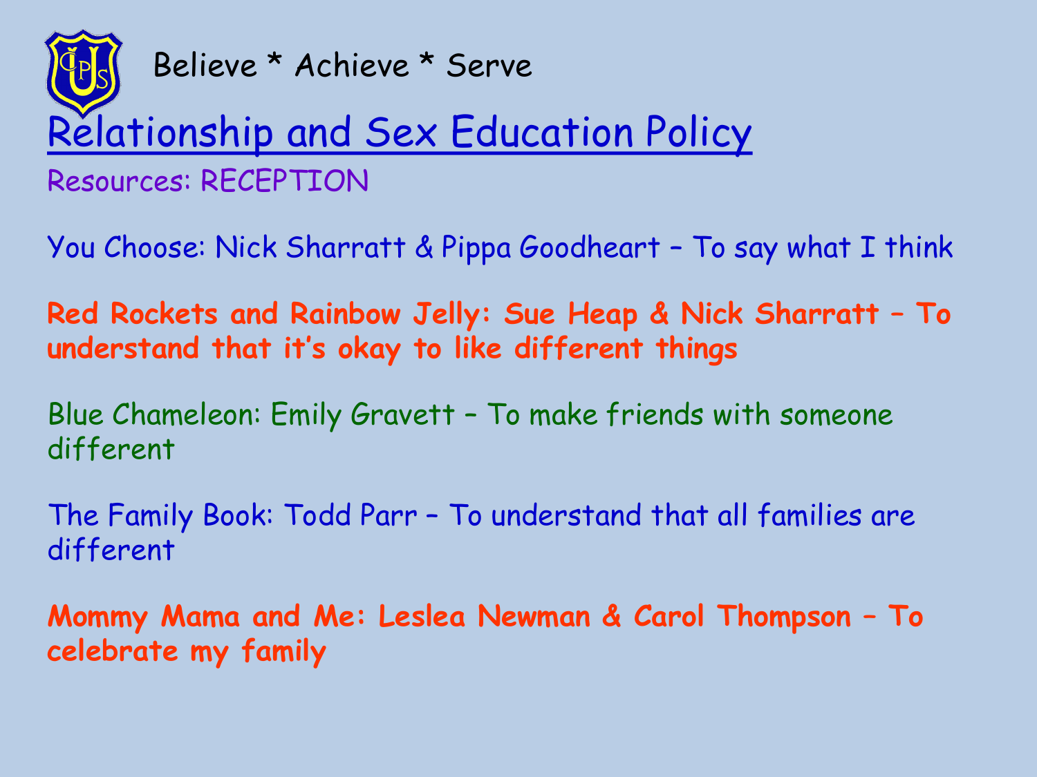Believe * Achieve * Serve

# Relationship and Sex Education Policy

Resources: RECEPTION

You Choose: Nick Sharratt & Pippa Goodheart – To say what I think

**Red Rockets and Rainbow Jelly: Sue Heap & Nick Sharratt – To understand that it's okay to like different things**

Blue Chameleon: Emily Gravett – To make friends with someone different

The Family Book: Todd Parr – To understand that all families are different

**Mommy Mama and Me: Leslea Newman & Carol Thompson – To celebrate my family**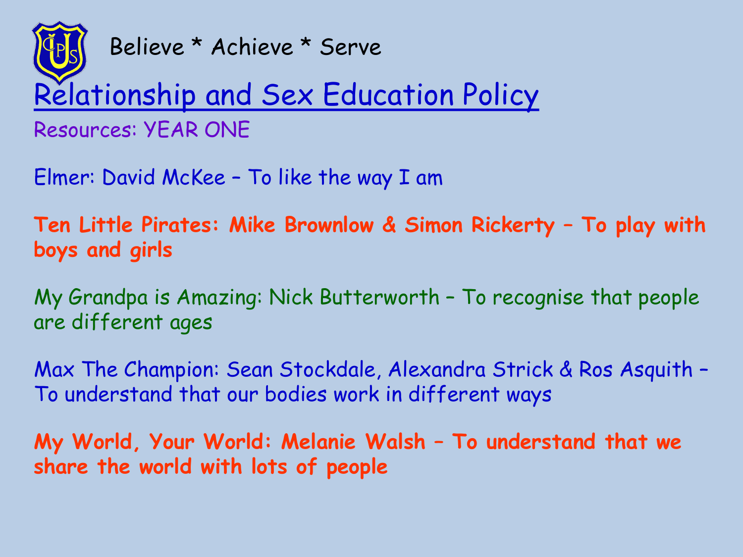Believe * Achieve * Serve

# Relationship and Sex Education Policy

Resources: YEAR ONE

Elmer: David McKee – To like the way I am

**Ten Little Pirates: Mike Brownlow & Simon Rickerty – To play with boys and girls**

My Grandpa is Amazing: Nick Butterworth – To recognise that people are different ages

Max The Champion: Sean Stockdale, Alexandra Strick & Ros Asquith – To understand that our bodies work in different ways

**My World, Your World: Melanie Walsh – To understand that we share the world with lots of people**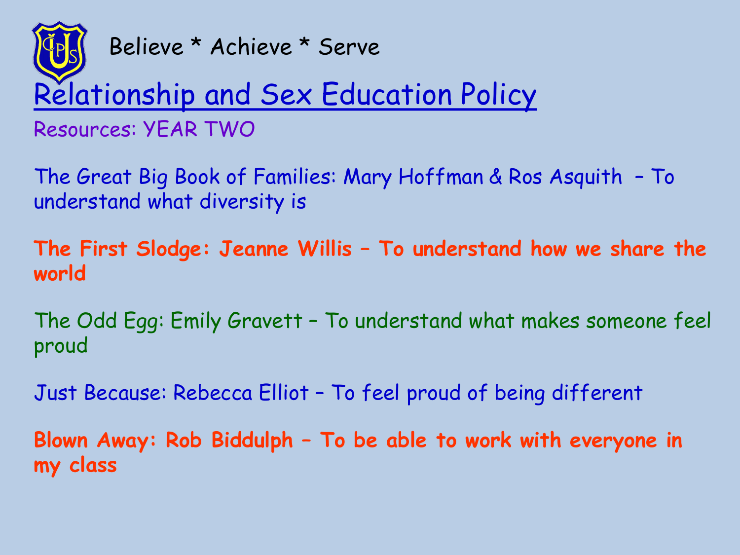Believe * Achieve * Serve

# Relationship and Sex Education Policy

Resources: YEAR TWO

The Great Big Book of Families: Mary Hoffman & Ros Asquith – To understand what diversity is

**The First Slodge: Jeanne Willis – To understand how we share the world**

The Odd Egg: Emily Gravett – To understand what makes someone feel proud

Just Because: Rebecca Elliot – To feel proud of being different

**Blown Away: Rob Biddulph – To be able to work with everyone in my class**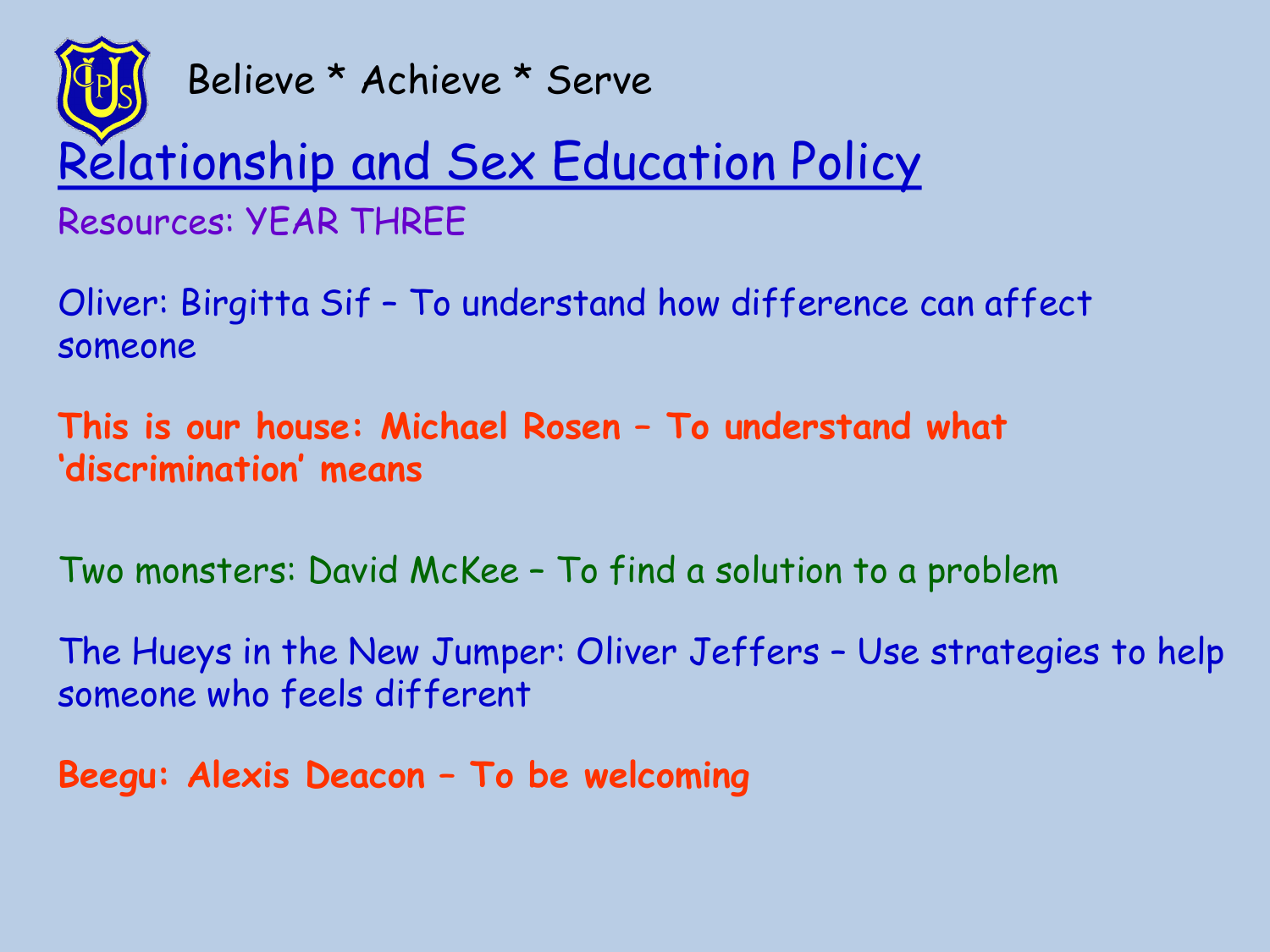Believe * Achieve * Serve

# Relationship and Sex Education Policy

Resources: YEAR THREE

Oliver: Birgitta Sif – To understand how difference can affect someone

**This is our house: Michael Rosen – To understand what 'discrimination' means**

Two monsters: David McKee – To find a solution to a problem

The Hueys in the New Jumper: Oliver Jeffers – Use strategies to help someone who feels different

**Beegu: Alexis Deacon – To be welcoming**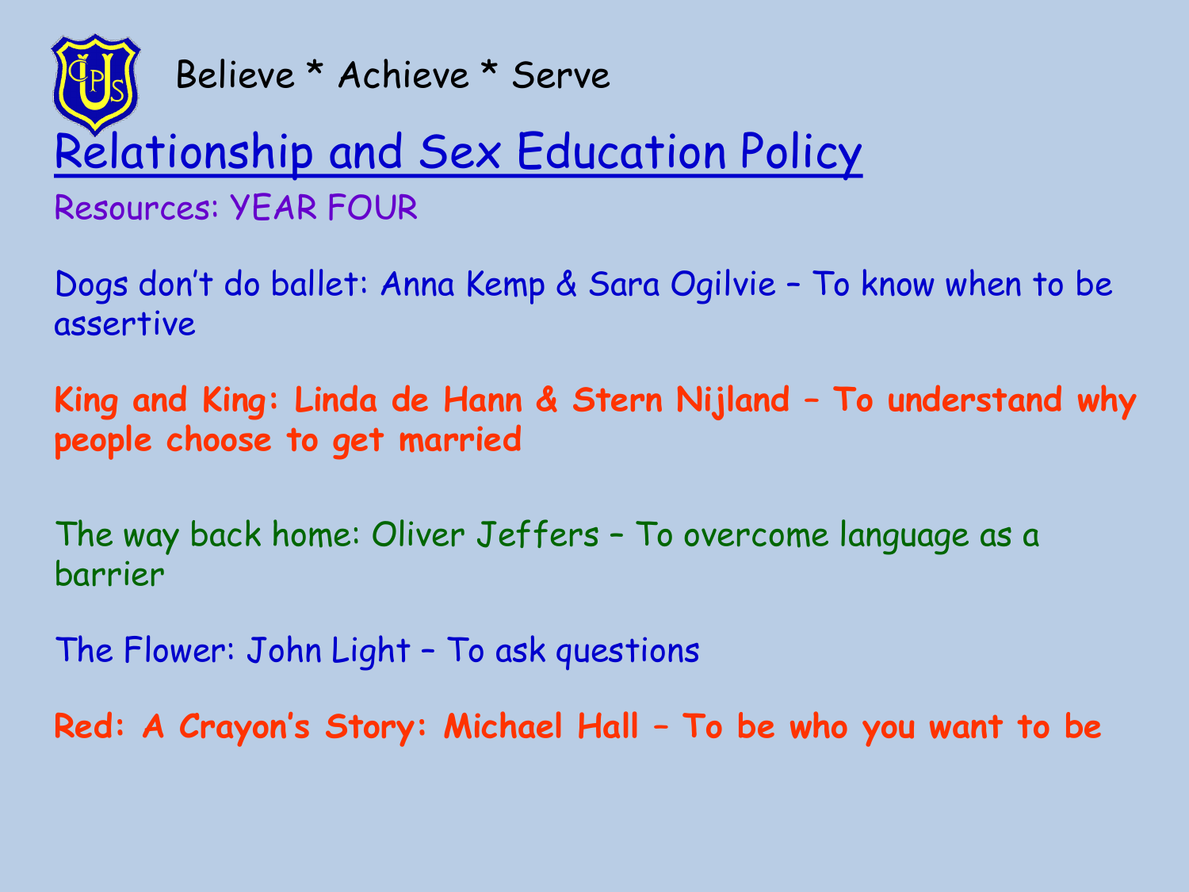Believe * Achieve * Serve

# Relationship and Sex Education Policy

Resources: YEAR FOUR

Dogs don't do ballet: Anna Kemp & Sara Ogilvie – To know when to be assertive

**King and King: Linda de Hann & Stern Nijland – To understand why people choose to get married**

The way back home: Oliver Jeffers – To overcome language as a barrier

The Flower: John Light – To ask questions

**Red: A Crayon's Story: Michael Hall – To be who you want to be**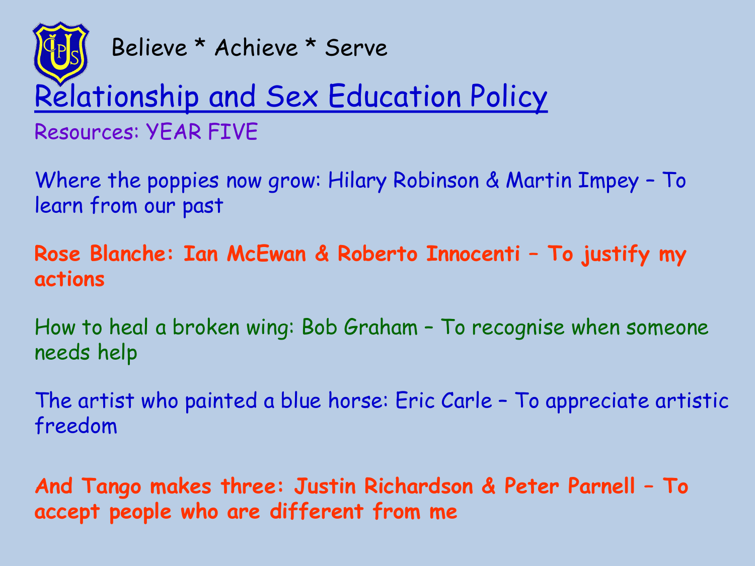Believe * Achieve * Serve

# Relationship and Sex Education Policy

Resources: YEAR FIVE

Where the poppies now grow: Hilary Robinson & Martin Impey – To learn from our past

**Rose Blanche: Ian McEwan & Roberto Innocenti – To justify my actions**

How to heal a broken wing: Bob Graham – To recognise when someone needs help

The artist who painted a blue horse: Eric Carle – To appreciate artistic freedom

**And Tango makes three: Justin Richardson & Peter Parnell – To accept people who are different from me**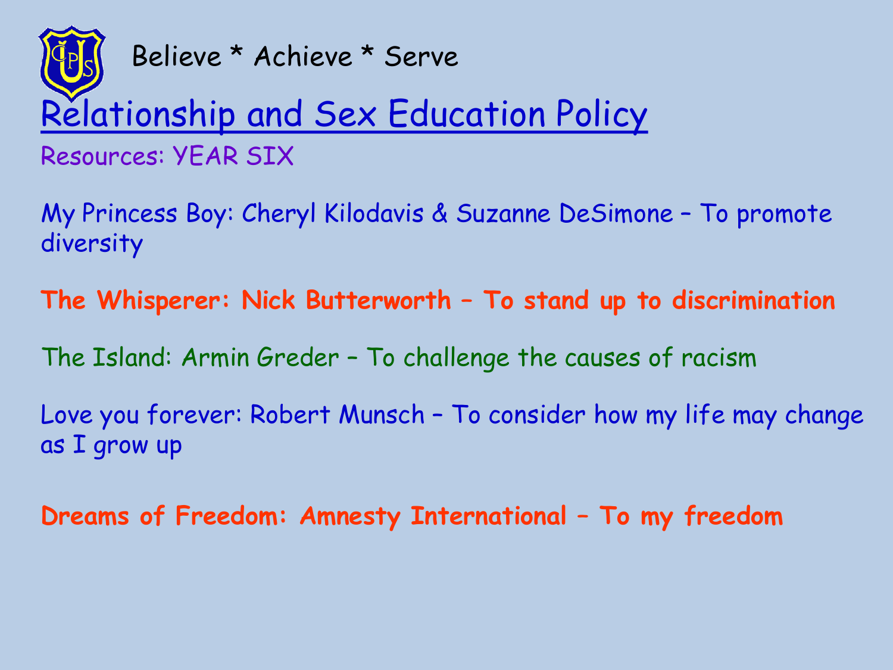Believe * Achieve * Serve

# Relationship and Sex Education Policy

Resources: YEAR SIX

My Princess Boy: Cheryl Kilodavis & Suzanne DeSimone – To promote diversity

**The Whisperer: Nick Butterworth – To stand up to discrimination**

The Island: Armin Greder – To challenge the causes of racism

Love you forever: Robert Munsch – To consider how my life may change as I grow up

**Dreams of Freedom: Amnesty International – To my freedom**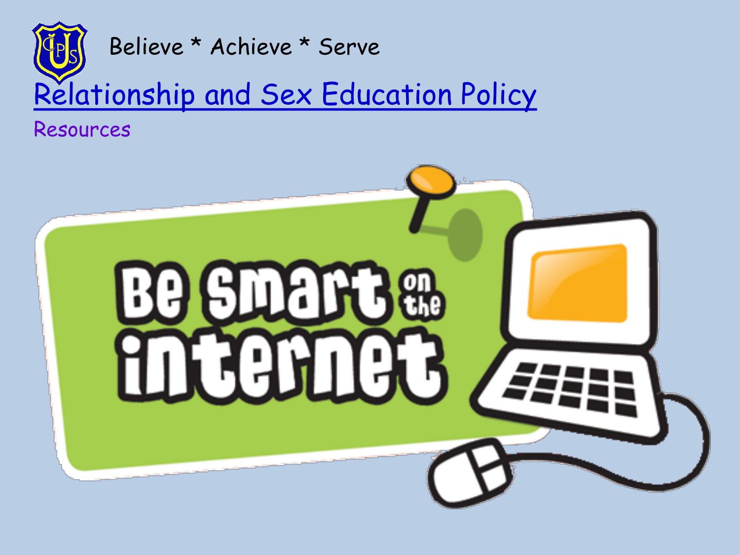Believe * Achieve * Serve

# Relationship and Sex Education Policy

## Resources

Be Smart on the internet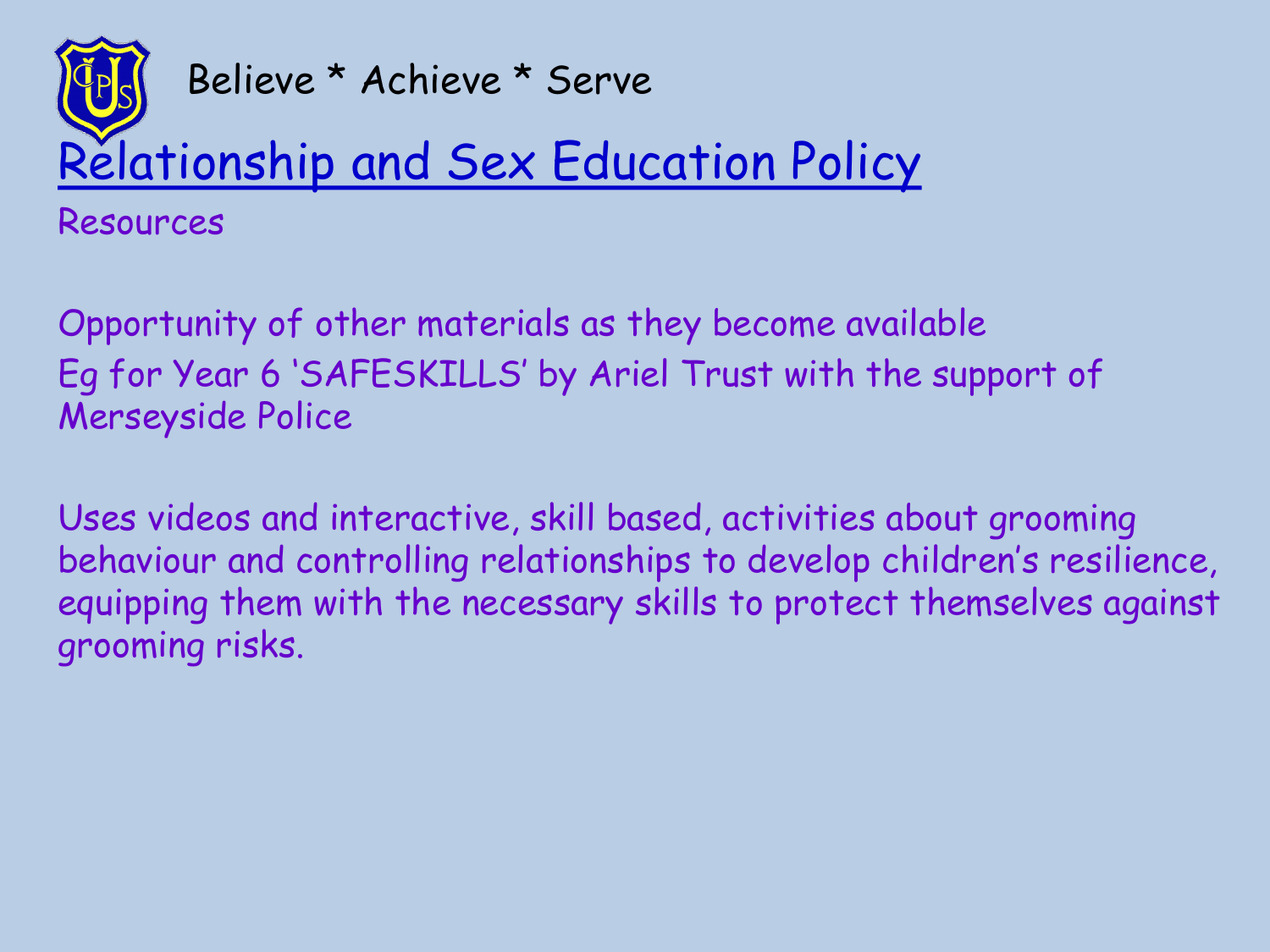Believe * Achieve * Serve

# Relationship and Sex Education Policy

Resources

Opportunity of other materials as they become available
Eg for Year 6 'SAFESKILLS' by Ariel Trust with the support of Merseyside Police

Uses videos and interactive, skill based, activities about grooming behaviour and controlling relationships to develop children's resilience, equipping them with the necessary skills to protect themselves against grooming risks.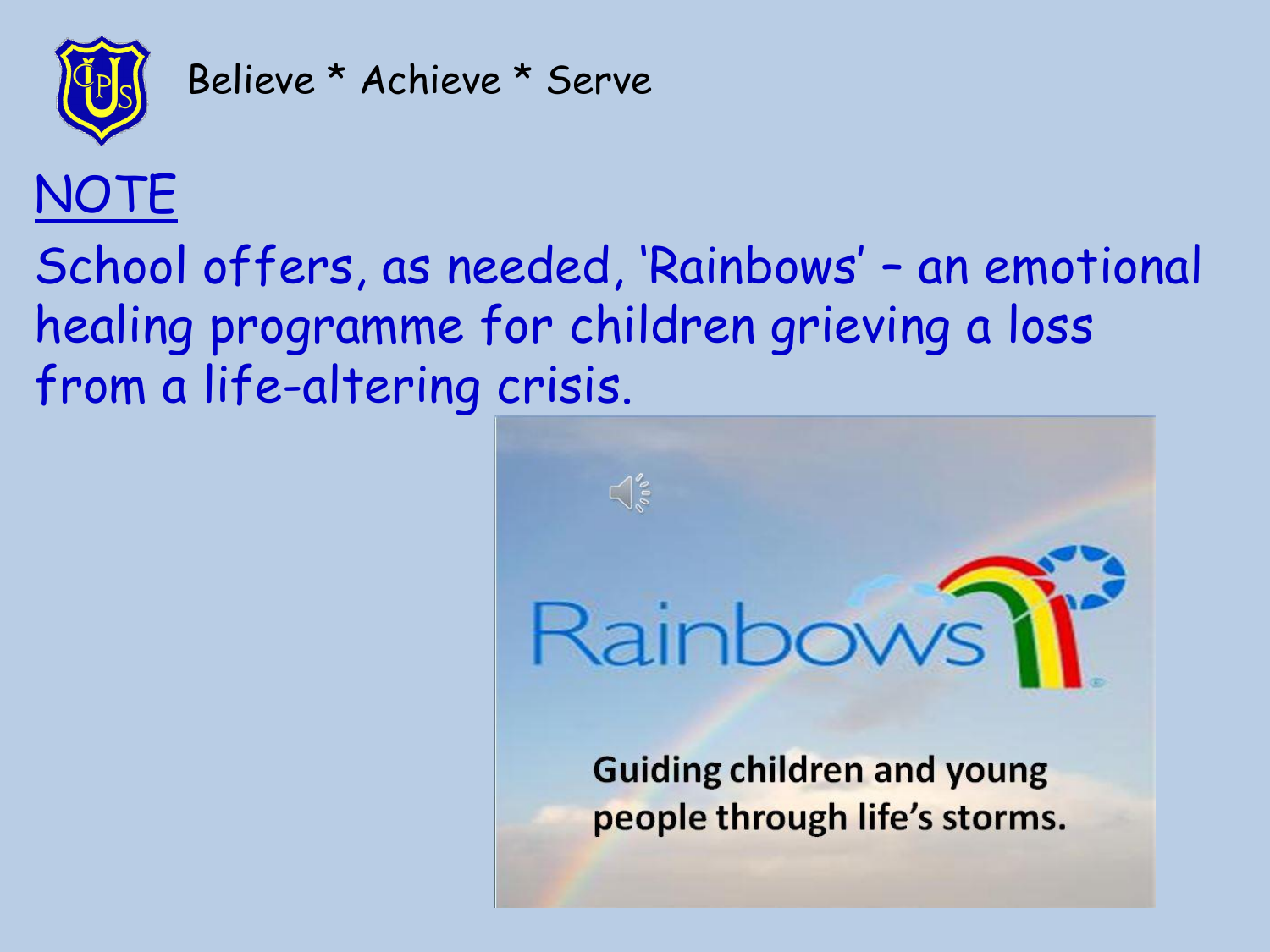Believe * Achieve * Serve

## NOTE

School offers, as needed, 'Rainbows' – an emotional healing programme for children grieving a loss from a life-altering crisis.

Rainbows

Guiding children and young people through life's storms.